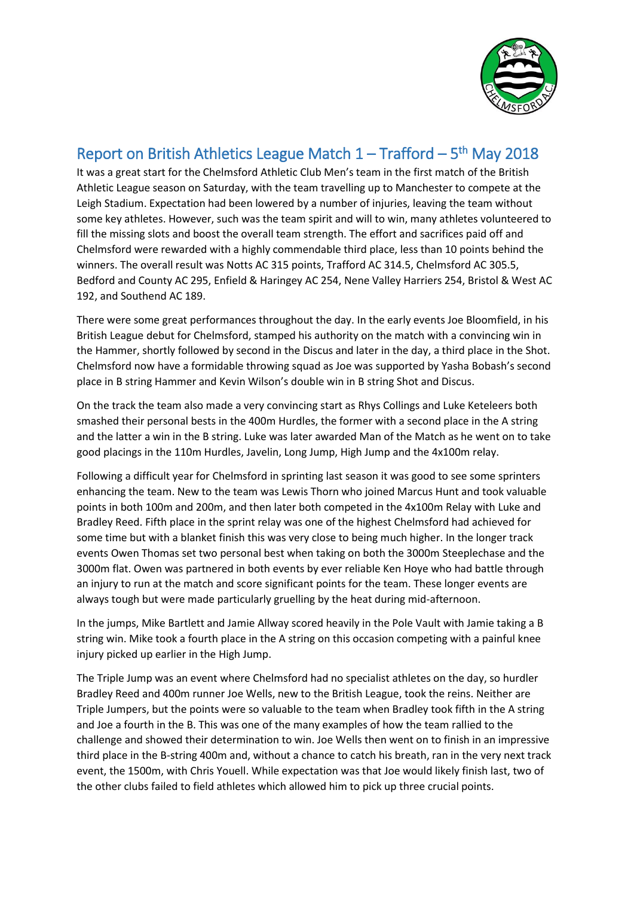## Report on British Athletics League Match 1 – Trafford – 5th May 2018

It was a great start for the Chelmsford Athletic Club Men's team in the first match of the British Athletic League season on Saturday, with the team travelling up to Manchester to compete at the Leigh Stadium. Expectation had been lowered by a number of injuries, leaving the team without some key athletes. However, such was the team spirit and will to win, many athletes volunteered to fill the missing slots and boost the overall team strength. The effort and sacrifices paid off and Chelmsford were rewarded with a highly commendable third place, less than 10 points behind the winners. The overall result was Notts AC 315 points, Trafford AC 314.5, Chelmsford AC 305.5, Bedford and County AC 295, Enfield & Haringey AC 254, Nene Valley Harriers 254, Bristol & West AC 192, and Southend AC 189.

There were some great performances throughout the day. In the early events Joe Bloomfield, in his British League debut for Chelmsford, stamped his authority on the match with a convincing win in the Hammer, shortly followed by second in the Discus and later in the day, a third place in the Shot. Chelmsford now have a formidable throwing squad as Joe was supported by Yasha Bobash's second place in B string Hammer and Kevin Wilson's double win in B string Shot and Discus.

On the track the team also made a very convincing start as Rhys Collings and Luke Keteleers both smashed their personal bests in the 400m Hurdles, the former with a second place in the A string and the latter a win in the B string. Luke was later awarded Man of the Match as he went on to take good placings in the 110m Hurdles, Javelin, Long Jump, High Jump and the 4x100m relay.

Following a difficult year for Chelmsford in sprinting last season it was good to see some sprinters enhancing the team. New to the team was Lewis Thorn who joined Marcus Hunt and took valuable points in both 100m and 200m, and then later both competed in the 4x100m Relay with Luke and Bradley Reed. Fifth place in the sprint relay was one of the highest Chelmsford had achieved for some time but with a blanket finish this was very close to being much higher. In the longer track events Owen Thomas set two personal best when taking on both the 3000m Steeplechase and the 3000m flat. Owen was partnered in both events by ever reliable Ken Hoye who had battle through an injury to run at the match and score significant points for the team. These longer events are always tough but were made particularly gruelling by the heat during mid-afternoon.

In the jumps, Mike Bartlett and Jamie Allway scored heavily in the Pole Vault with Jamie taking a B string win. Mike took a fourth place in the A string on this occasion competing with a painful knee injury picked up earlier in the High Jump.

The Triple Jump was an event where Chelmsford had no specialist athletes on the day, so hurdler Bradley Reed and 400m runner Joe Wells, new to the British League, took the reins. Neither are Triple Jumpers, but the points were so valuable to the team when Bradley took fifth in the A string and Joe a fourth in the B. This was one of the many examples of how the team rallied to the challenge and showed their determination to win. Joe Wells then went on to finish in an impressive third place in the B-string 400m and, without a chance to catch his breath, ran in the very next track event, the 1500m, with Chris Youell. While expectation was that Joe would likely finish last, two of the other clubs failed to field athletes which allowed him to pick up three crucial points.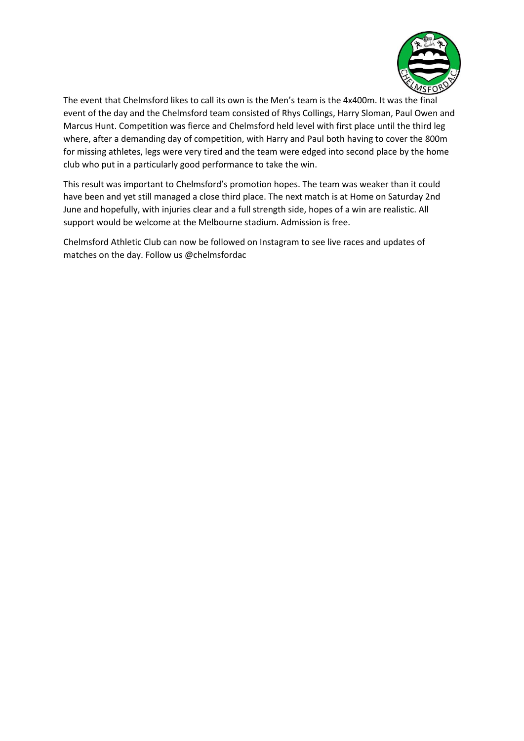The event that Chelmsford likes to call its own is the Men's team is the 4x400m. It was the final event of the day and the Chelmsford team consisted of Rhys Collings, Harry Sloman, Paul Owen and Marcus Hunt. Competition was fierce and Chelmsford held level with first place until the third leg where, after a demanding day of competition, with Harry and Paul both having to cover the 800m for missing athletes, legs were very tired and the team were edged into second place by the home club who put in a particularly good performance to take the win.

This result was important to Chelmsford's promotion hopes. The team was weaker than it could have been and yet still managed a close third place. The next match is at Home on Saturday 2nd June and hopefully, with injuries clear and a full strength side, hopes of a win are realistic. All support would be welcome at the Melbourne stadium. Admission is free.

Chelmsford Athletic Club can now be followed on Instagram to see live races and updates of matches on the day. Follow us @chelmsfordac